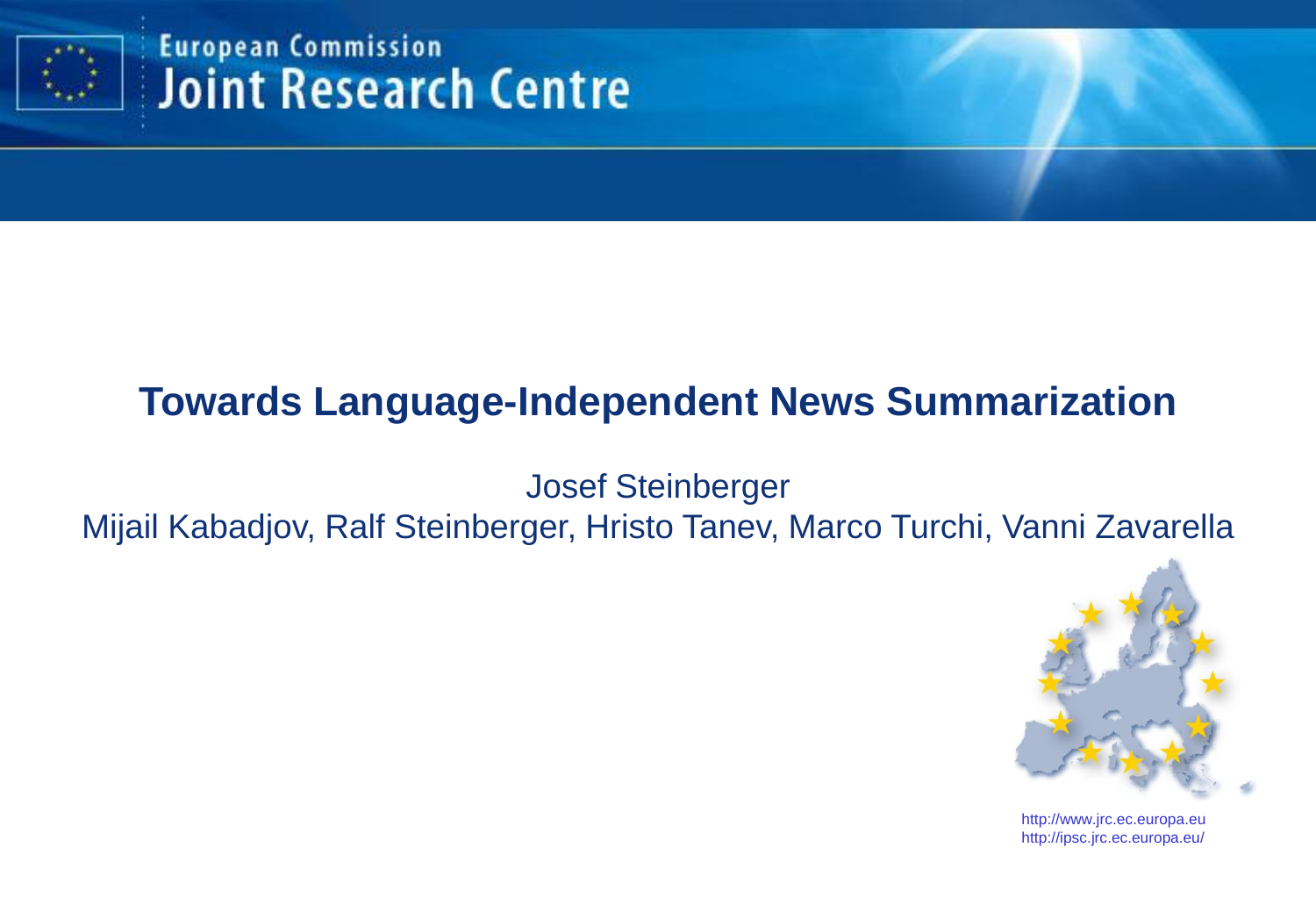European Commission
Joint Research Centre

# Towards Language-Independent News Summarization

Josef Steinberger

Mijail Kabadjov, Ralf Steinberger, Hristo Tanev, Marco Turchi, Vanni Zavarella

http://www.jrc.ec.europa.eu
http://ipsc.jrc.ec.europa.eu/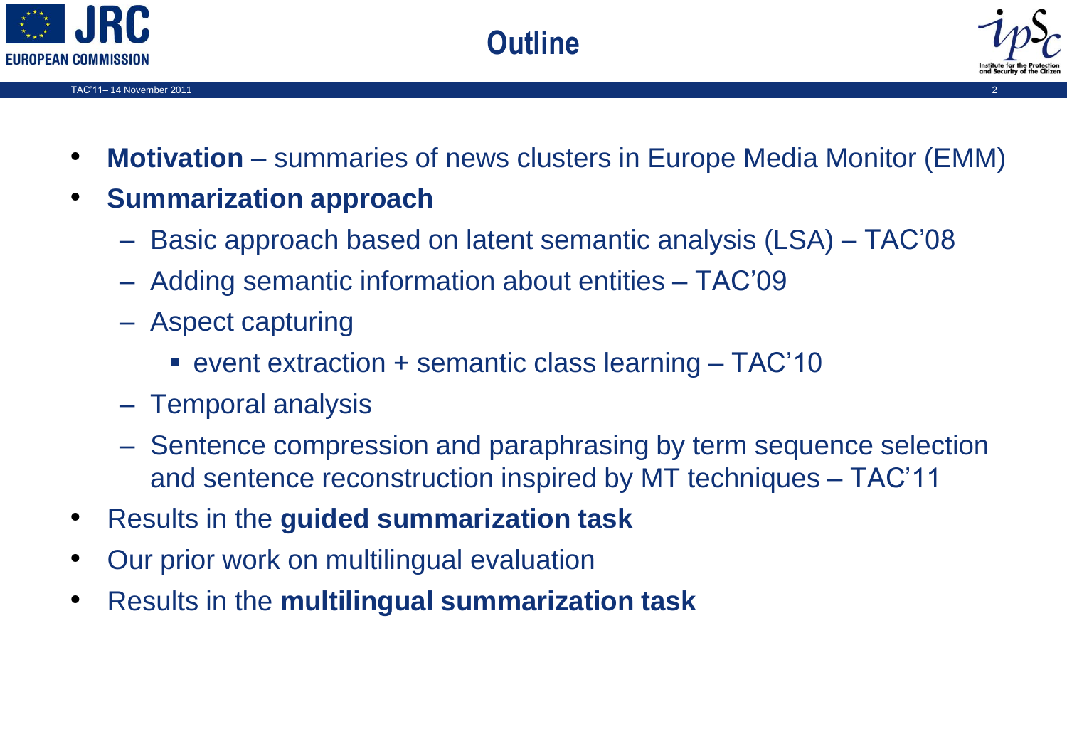# Outline

- **Motivation** – summaries of news clusters in Europe Media Monitor (EMM)
- **Summarization approach**
  - Basic approach based on latent semantic analysis (LSA) – TAC'08
  - Adding semantic information about entities – TAC'09
  - Aspect capturing
    - event extraction + semantic class learning – TAC'10
  - Temporal analysis
  - Sentence compression and paraphrasing by term sequence selection and sentence reconstruction inspired by MT techniques – TAC'11
- Results in the **guided summarization task**
- Our prior work on multilingual evaluation
- Results in the **multilingual summarization task**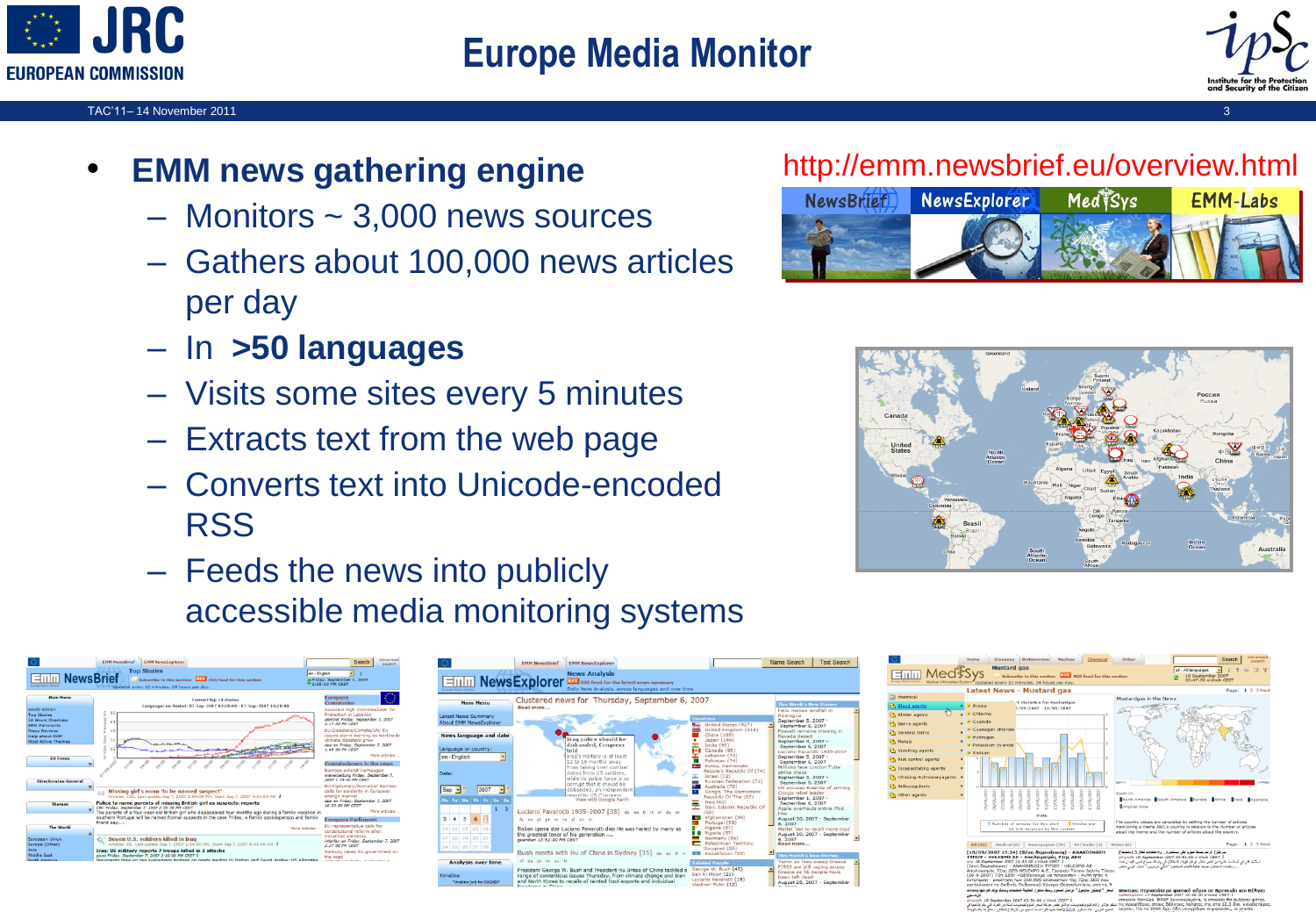# Europe Media Monitor

- **EMM news gathering engine**
  - Monitors ~ 3,000 news sources
  - Gathers about 100,000 news articles per day
  - In **>50 languages**
  - Visits some sites every 5 minutes
  - Extracts text from the web page
  - Converts text into Unicode-encoded RSS
  - Feeds the news into publicly accessible media monitoring systems

http://emm.newsbrief.eu/overview.html

NewsBrief | NewsExplorer | MedISys | EMM-Labs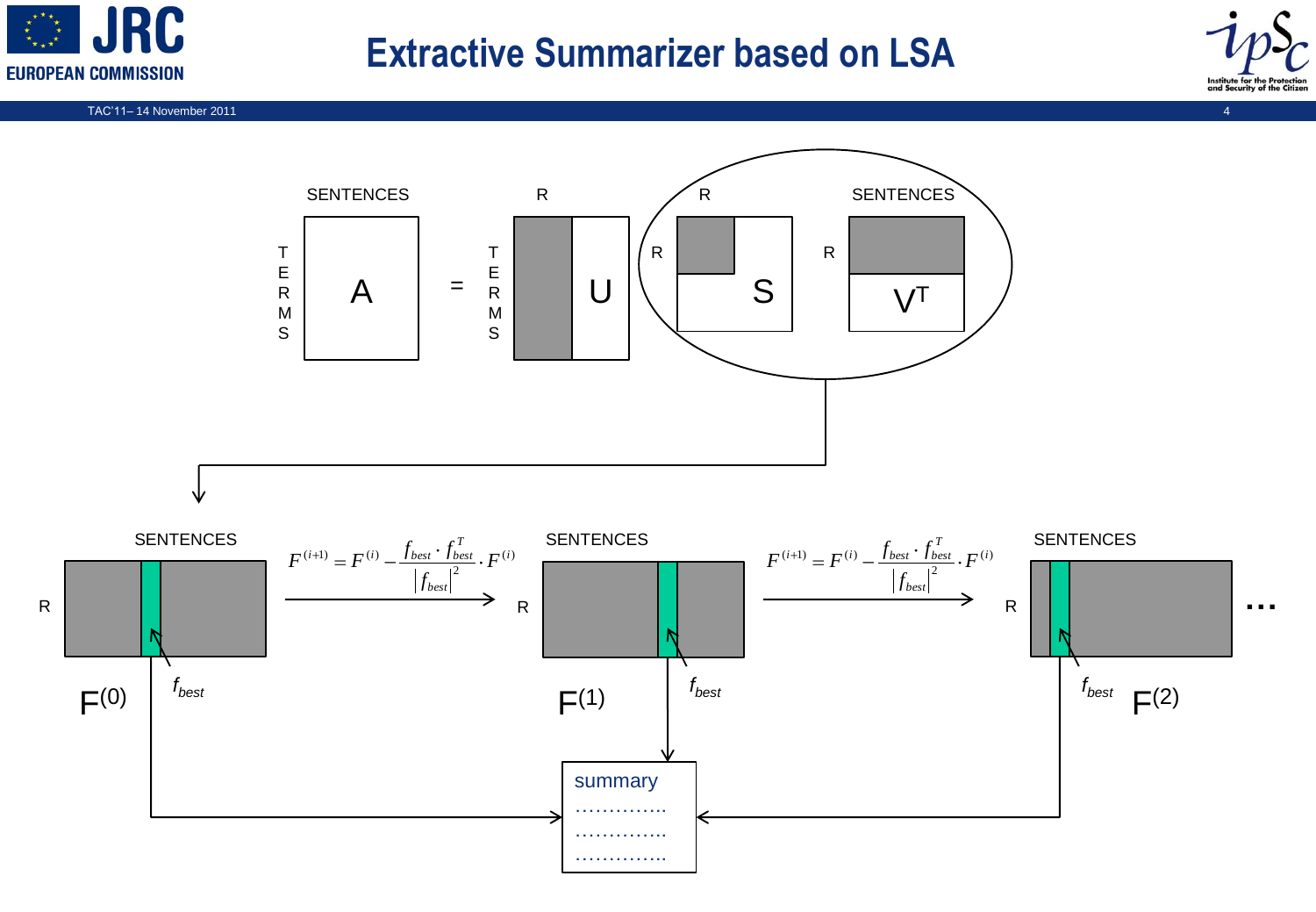# Extractive Summarizer based on LSA

SENTENCES

TERMS

A = U S $V^T$

R R R R

SENTENCES

$$F^{(i+1)} = F^{(i)} - \frac{f_{best} \cdot f_{best}^T}{|f_{best}|^2} \cdot F^{(i)}$$

$F^{(0)}$ $f_{best}$

$F^{(1)}$ $f_{best}$

$F^{(2)}$ $f_{best}$

…

summary

…………..
…………..
…………..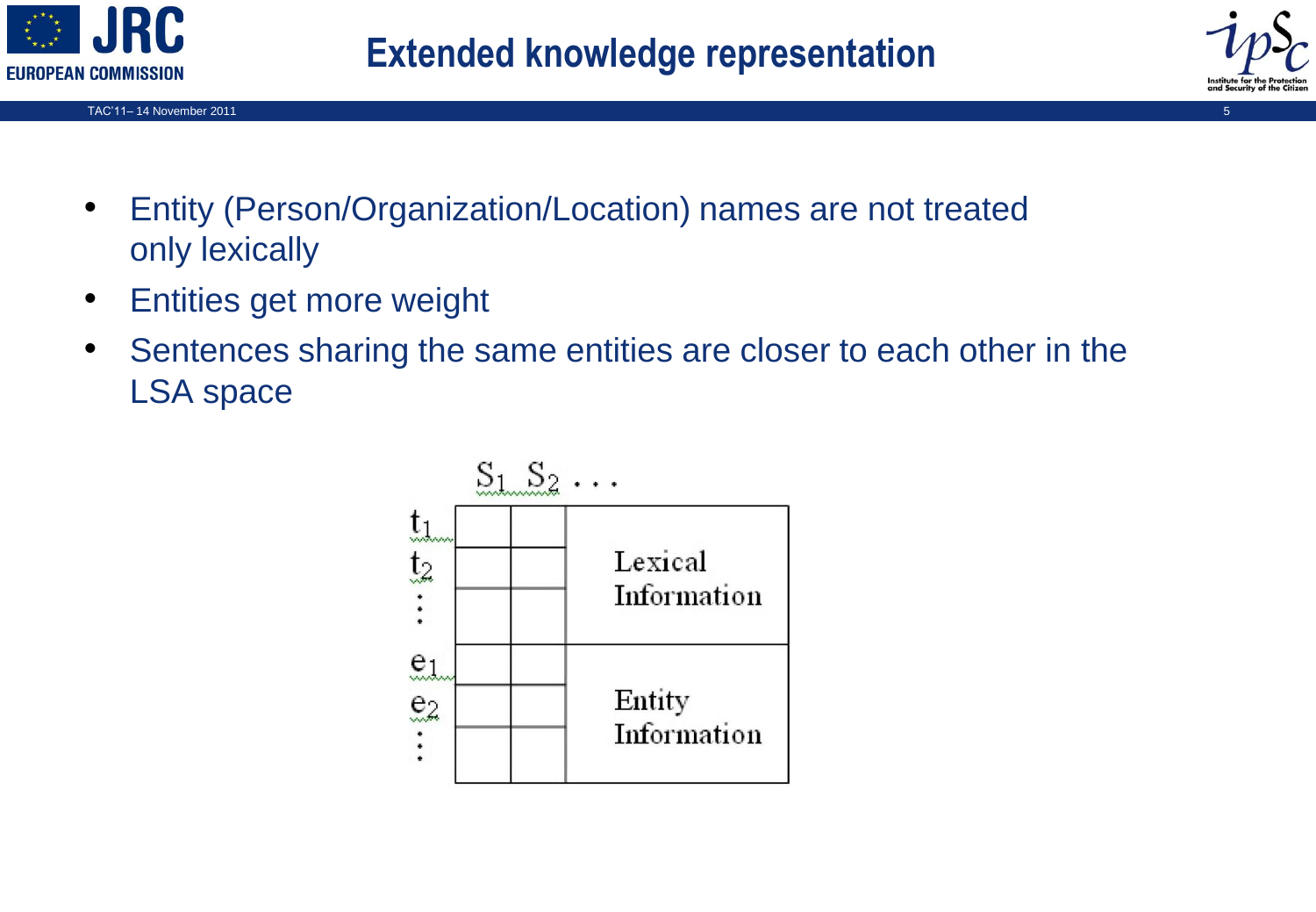# Extended knowledge representation

- Entity (Person/Organization/Location) names are not treated only lexically
- Entities get more weight
- Sentences sharing the same entities are closer to each other in the LSA space

|  | $S_1$ | $S_2$ | ... |
|---|---|---|---|
| $t_1$ |  |  | Lexical Information |
| $t_2$ |  |  |  |
| ⋮ |  |  |  |
| $e_1$ |  |  | Entity Information |
| $e_2$ |  |  |  |
| ⋮ |  |  |  |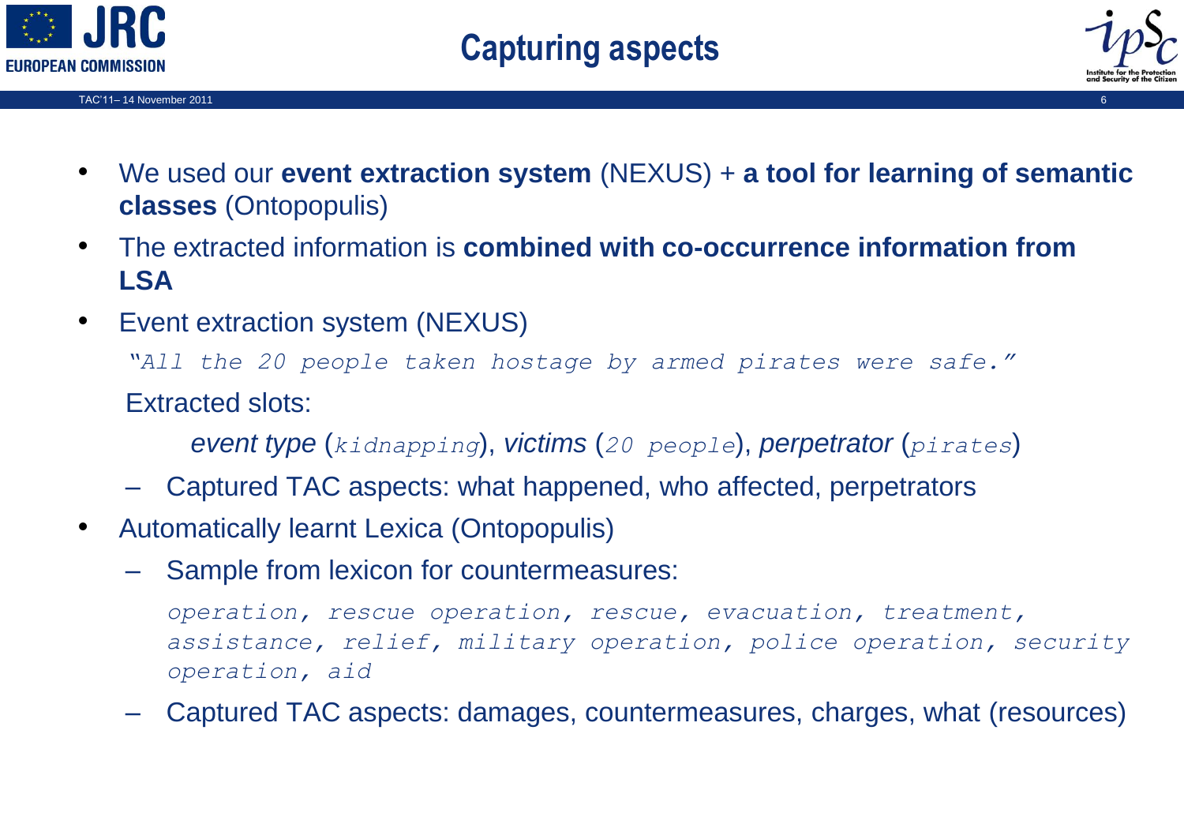# Capturing aspects

- We used our **event extraction system** (NEXUS) + **a tool for learning of semantic classes** (Ontopopulis)
- The extracted information is **combined with co-occurrence information from LSA**
- Event extraction system (NEXUS)

  *"All the 20 people taken hostage by armed pirates were safe."*

  Extracted slots:

  *event type* (*kidnapping*), *victims* (*20 people*), *perpetrator* (*pirates*)

  – Captured TAC aspects: what happened, who affected, perpetrators
- Automatically learnt Lexica (Ontopopulis)
  – Sample from lexicon for countermeasures:

  *operation, rescue operation, rescue, evacuation, treatment, assistance, relief, military operation, police operation, security operation, aid*

  – Captured TAC aspects: damages, countermeasures, charges, what (resources)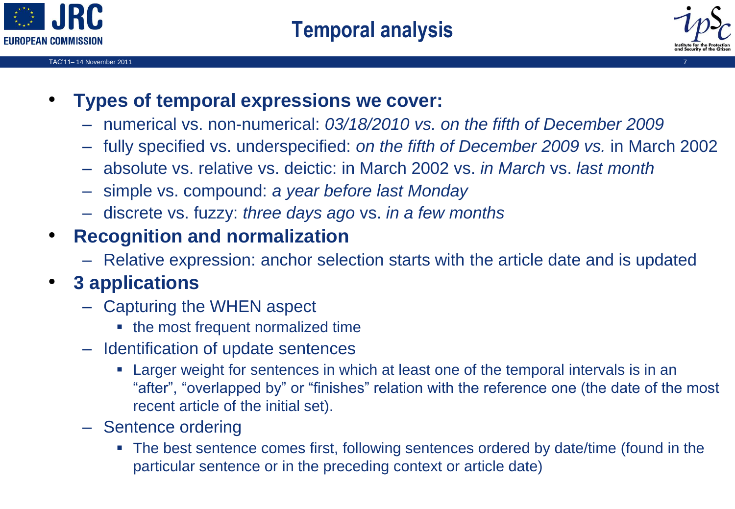# Temporal analysis

- **Types of temporal expressions we cover:**
  - numerical vs. non-numerical: *03/18/2010 vs. on the fifth of December 2009*
  - fully specified vs. underspecified: *on the fifth of December 2009 vs.* in March 2002
  - absolute vs. relative vs. deictic: in March 2002 vs. *in March* vs. *last month*
  - simple vs. compound: *a year before last Monday*
  - discrete vs. fuzzy: *three days ago* vs. *in a few months*
- **Recognition and normalization**
  - Relative expression: anchor selection starts with the article date and is updated
- **3 applications**
  - Capturing the WHEN aspect
    - the most frequent normalized time
  - Identification of update sentences
    - Larger weight for sentences in which at least one of the temporal intervals is in an "after", "overlapped by" or "finishes" relation with the reference one (the date of the most recent article of the initial set).
  - Sentence ordering
    - The best sentence comes first, following sentences ordered by date/time (found in the particular sentence or in the preceding context or article date)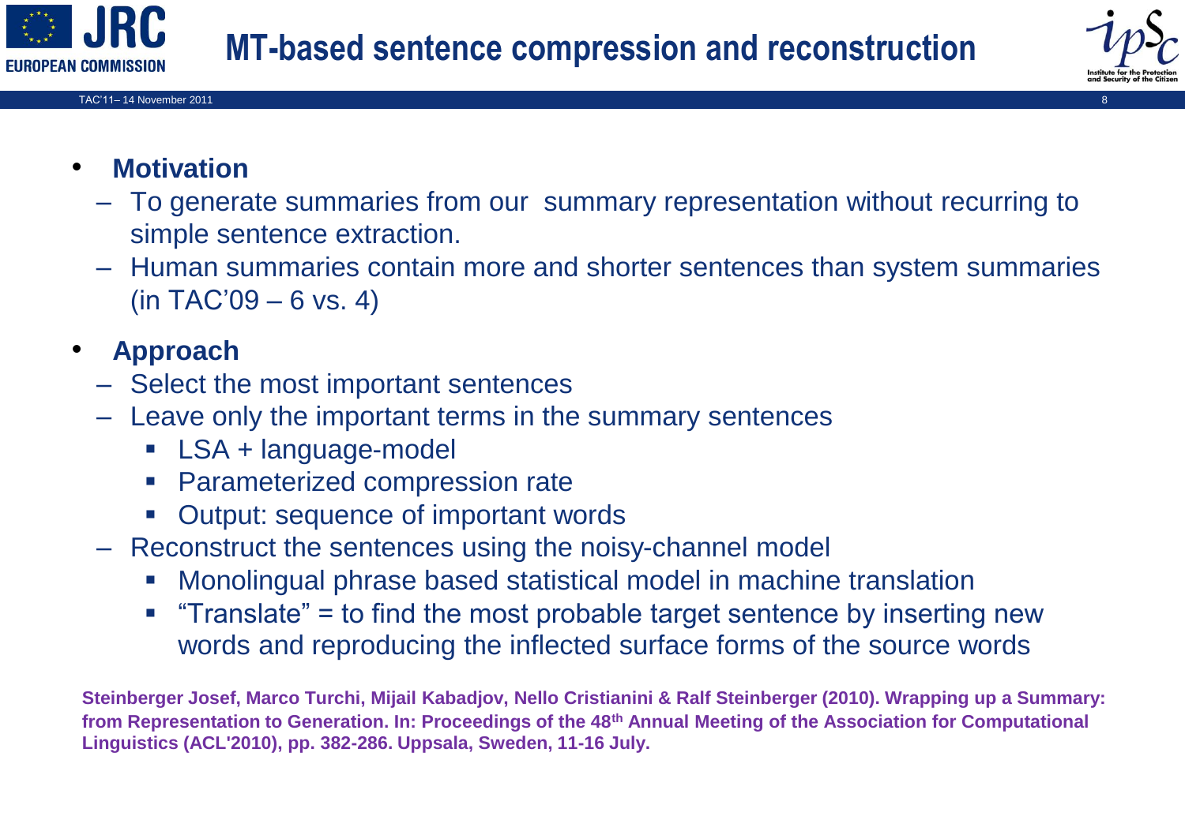# MT-based sentence compression and reconstruction

- **Motivation**
  - To generate summaries from our summary representation without recurring to simple sentence extraction.
  - Human summaries contain more and shorter sentences than system summaries (in TAC'09 – 6 vs. 4)
- **Approach**
  - Select the most important sentences
  - Leave only the important terms in the summary sentences
    - LSA + language-model
    - Parameterized compression rate
    - Output: sequence of important words
  - Reconstruct the sentences using the noisy-channel model
    - Monolingual phrase based statistical model in machine translation
    - "Translate" = to find the most probable target sentence by inserting new words and reproducing the inflected surface forms of the source words

**Steinberger Josef, Marco Turchi, Mijail Kabadjov, Nello Cristianini & Ralf Steinberger (2010). Wrapping up a Summary: from Representation to Generation. In: Proceedings of the 48th Annual Meeting of the Association for Computational Linguistics (ACL'2010), pp. 382-286. Uppsala, Sweden, 11-16 July.**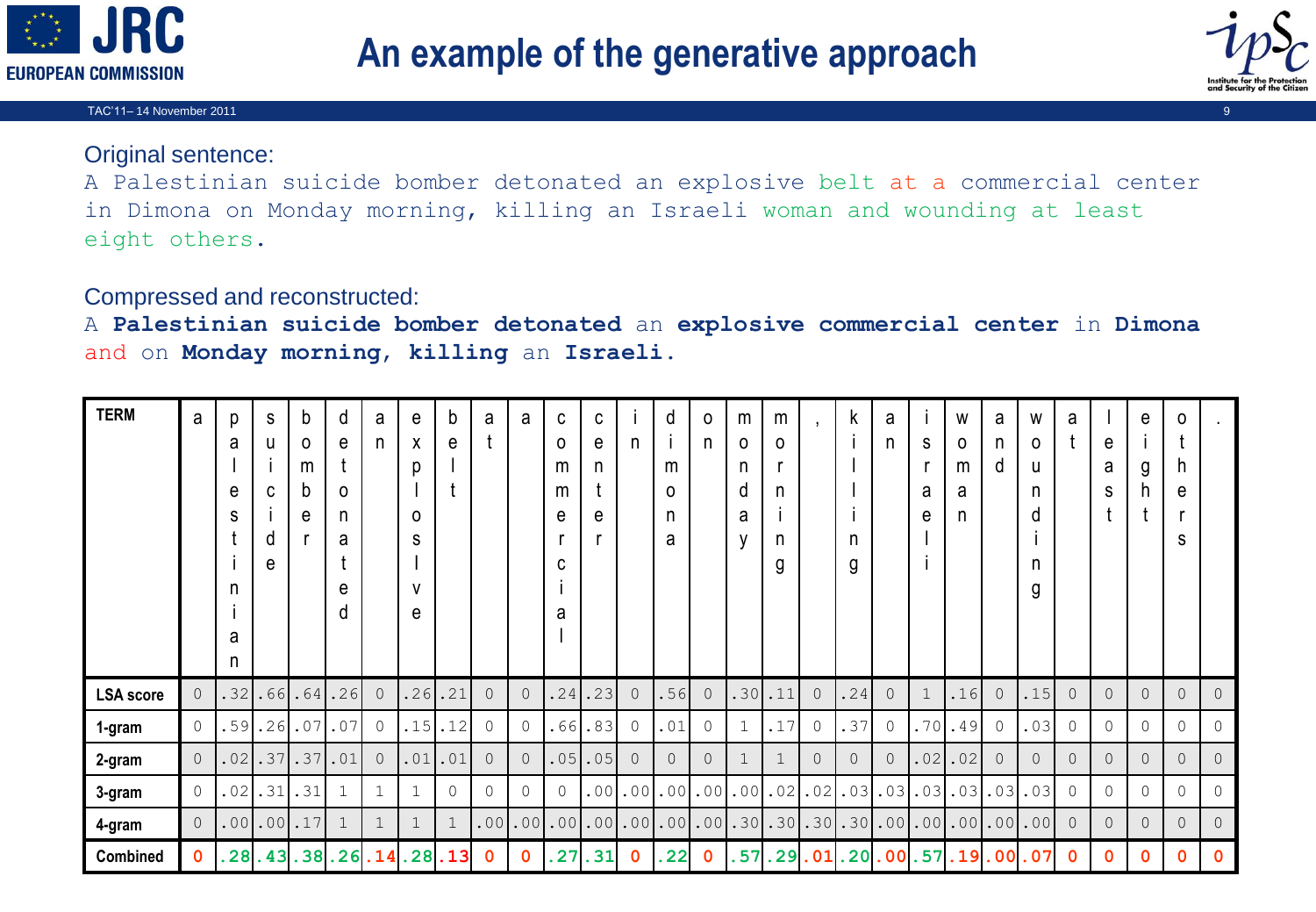# An example of the generative approach

Original sentence:

A Palestinian suicide bomber detonated an explosive belt at a commercial center in Dimona on Monday morning, killing an Israeli woman and wounding at least eight others.

Compressed and reconstructed:

A **Palestinian suicide bomber detonated** an **explosive commercial center** in **Dimona** and on **Monday morning, killing** an **Israeli.**

| TERM | a | palestinian | suicide | bomber | detonated | an | explosive | belt | at | a | commercial | center | in | dimona | on | monday | morning | , | killing | an | israeli | woman | and | wounding | at | least | eight | others | . |
|---|---|---|---|---|---|---|---|---|---|---|---|---|---|---|---|---|---|---|---|---|---|---|---|---|---|---|---|---|---|
| LSA score | 0 | .32 | .66 | .64 | .26 | 0 | .26 | .21 | 0 | 0 | .24 | .23 | 0 | .56 | 0 | .30 | .11 | 0 | .24 | 0 | 1 | .16 | 0 | .15 | 0 | 0 | 0 | 0 | 0 |
| 1-gram | 0 | .59 | .26 | .07 | .07 | 0 | .15 | .12 | 0 | 0 | .66 | .83 | 0 | .01 | 0 | 1 | .17 | 0 | .37 | 0 | .70 | .49 | 0 | .03 | 0 | 0 | 0 | 0 | 0 |
| 2-gram | 0 | .02 | .37 | .37 | .01 | 0 | .01 | .01 | 0 | 0 | .05 | .05 | 0 | 0 | 0 | 1 | 1 | 0 | 0 | 0 | .02 | .02 | 0 | 0 | 0 | 0 | 0 | 0 | 0 |
| 3-gram | 0 | .02 | .31 | .31 | 1 | 1 | 1 | 0 | 0 | 0 | 0 | .00 | .00 | .00 | .00 | .00 | .02 | .02 | .03 | .03 | .03 | .03 | .03 | .03 | 0 | 0 | 0 | 0 | 0 |
| 4-gram | 0 | .00 | .00 | .17 | 1 | 1 | 1 | 1 | .00 | .00 | .00 | .00 | .00 | .00 | .00 | .30 | .30 | .30 | .30 | .00 | .00 | .00 | .00 | .00 | 0 | 0 | 0 | 0 | 0 |
| **Combined** | **0** | **.28** | **.43** | **.38** | **.26** | **.14** | **.28** | **.13** | **0** | **0** | **.27** | **.31** | **0** | **.22** | **0** | **.57** | **.29** | **.01** | **.20** | **.00** | **.57** | **.19** | **.00** | **.07** | **0** | **0** | **0** | **0** | **0** |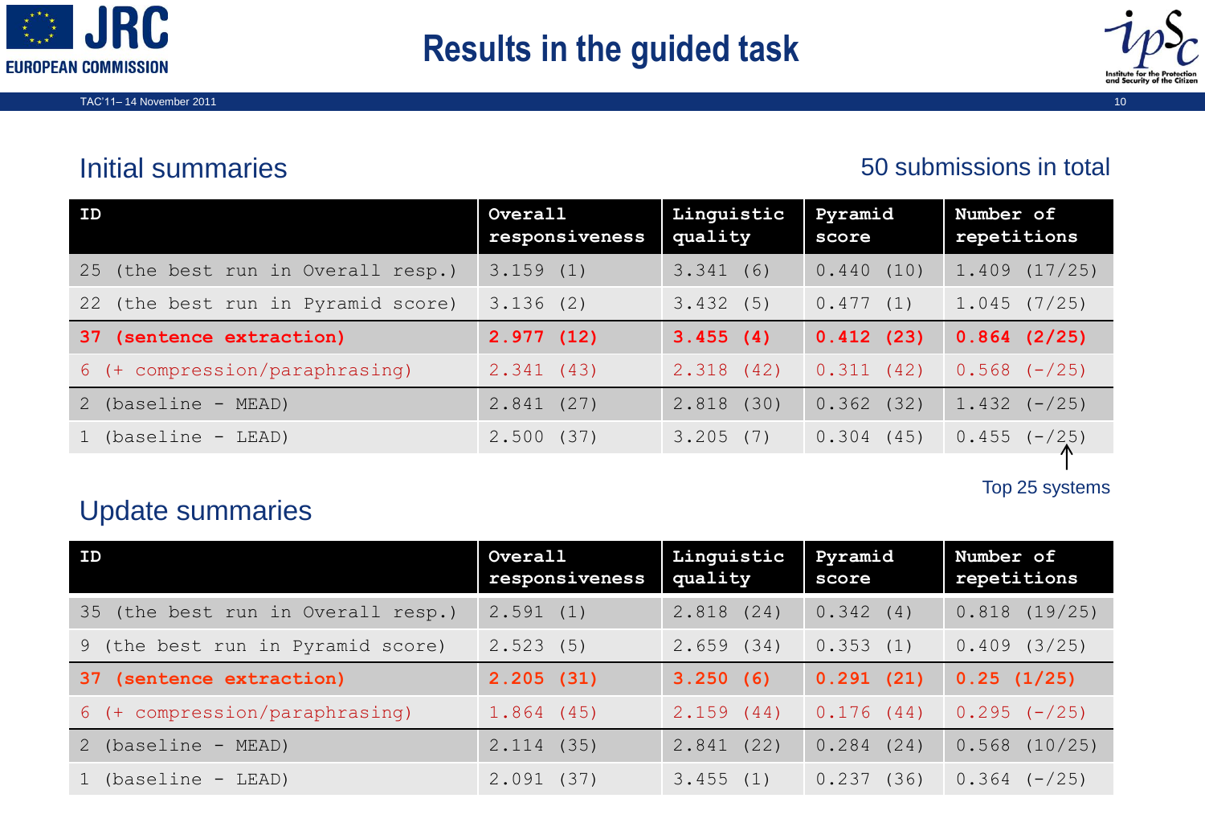# Results in the guided task

## Initial summaries

50 submissions in total

| ID | Overall responsiveness | Linguistic quality | Pyramid score | Number of repetitions |
|---|---|---|---|---|
| 25 (the best run in Overall resp.) | 3.159 (1) | 3.341 (6) | 0.440 (10) | 1.409 (17/25) |
| 22 (the best run in Pyramid score) | 3.136 (2) | 3.432 (5) | 0.477 (1) | 1.045 (7/25) |
| **37 (sentence extraction)** | **2.977 (12)** | **3.455 (4)** | **0.412 (23)** | **0.864 (2/25)** |
| 6 (+ compression/paraphrasing) | 2.341 (43) | 2.318 (42) | 0.311 (42) | 0.568 (-/25) |
| 2 (baseline - MEAD) | 2.841 (27) | 2.818 (30) | 0.362 (32) | 1.432 (-/25) |
| 1 (baseline - LEAD) | 2.500 (37) | 3.205 (7) | 0.304 (45) | 0.455 (-/25) |

Top 25 systems

## Update summaries

| ID | Overall responsiveness | Linguistic quality | Pyramid score | Number of repetitions |
|---|---|---|---|---|
| 35 (the best run in Overall resp.) | 2.591 (1) | 2.818 (24) | 0.342 (4) | 0.818 (19/25) |
| 9 (the best run in Pyramid score) | 2.523 (5) | 2.659 (34) | 0.353 (1) | 0.409 (3/25) |
| **37 (sentence extraction)** | **2.205 (31)** | **3.250 (6)** | **0.291 (21)** | **0.25 (1/25)** |
| 6 (+ compression/paraphrasing) | 1.864 (45) | 2.159 (44) | 0.176 (44) | 0.295 (-/25) |
| 2 (baseline - MEAD) | 2.114 (35) | 2.841 (22) | 0.284 (24) | 0.568 (10/25) |
| 1 (baseline - LEAD) | 2.091 (37) | 3.455 (1) | 0.237 (36) | 0.364 (-/25) |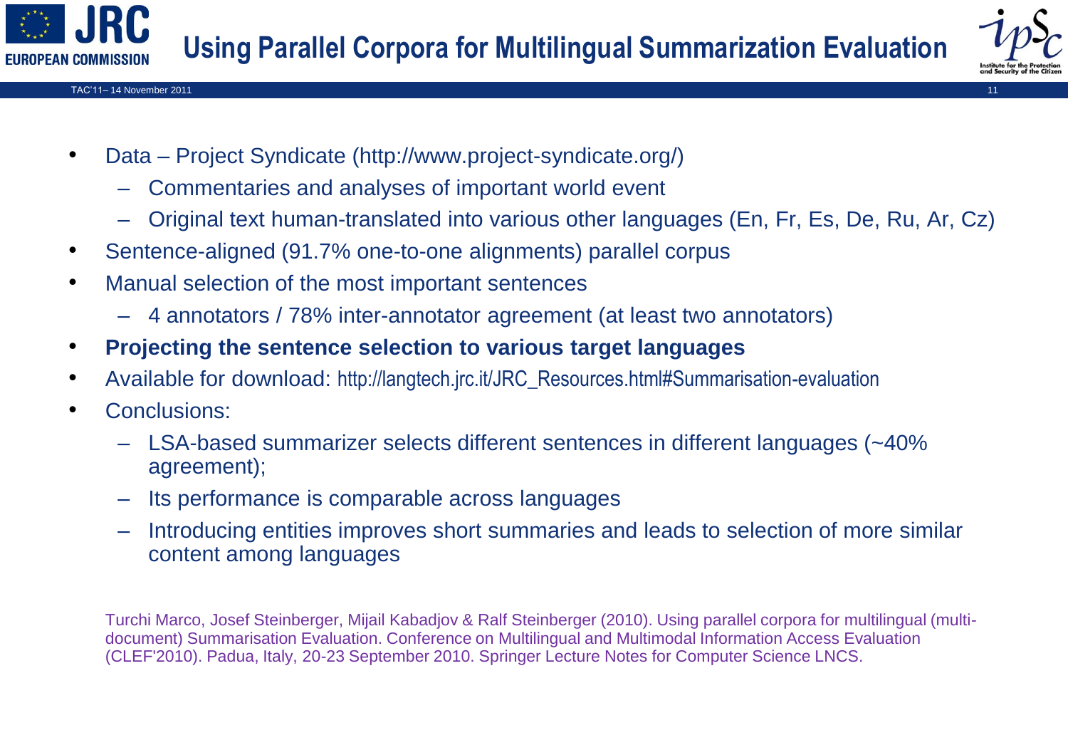# Using Parallel Corpora for Multilingual Summarization Evaluation

- Data – Project Syndicate (http://www.project-syndicate.org/)
  - Commentaries and analyses of important world event
  - Original text human-translated into various other languages (En, Fr, Es, De, Ru, Ar, Cz)
- Sentence-aligned (91.7% one-to-one alignments) parallel corpus
- Manual selection of the most important sentences
  - 4 annotators / 78% inter-annotator agreement (at least two annotators)
- **Projecting the sentence selection to various target languages**
- Available for download: http://langtech.jrc.it/JRC_Resources.html#Summarisation-evaluation
- Conclusions:
  - LSA-based summarizer selects different sentences in different languages (~40% agreement);
  - Its performance is comparable across languages
  - Introducing entities improves short summaries and leads to selection of more similar content among languages

Turchi Marco, Josef Steinberger, Mijail Kabadjov & Ralf Steinberger (2010). Using parallel corpora for multilingual (multi-document) Summarisation Evaluation. Conference on Multilingual and Multimodal Information Access Evaluation (CLEF'2010). Padua, Italy, 20-23 September 2010. Springer Lecture Notes for Computer Science LNCS.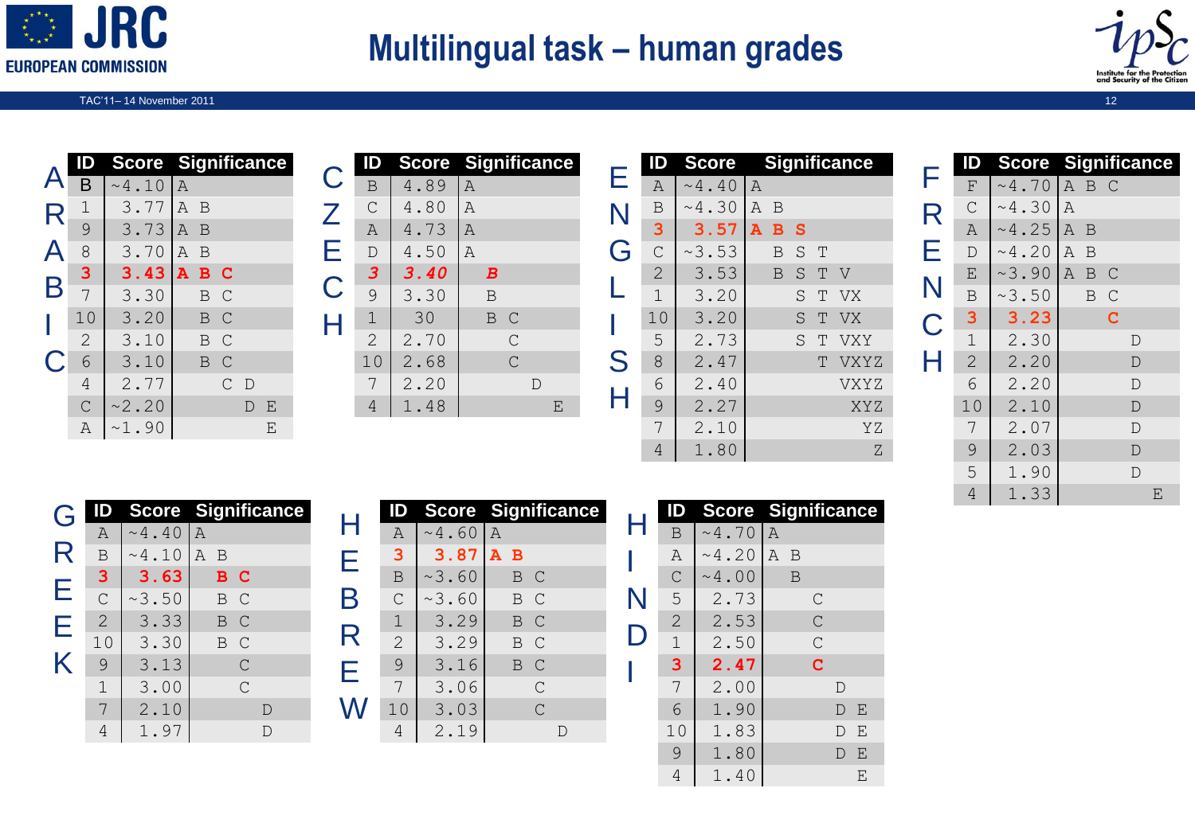# Multilingual task – human grades

### ARABIC

| ID | Score | Significance |
|---|---|---|
| B | ~4.10 | A |
| 1 | 3.77 | A B |
| 9 | 3.73 | A B |
| 8 | 3.70 | A B |
| **3** | **3.43** | **A B C** |
| 7 | 3.30 | B C |
| 10 | 3.20 | B C |
| 2 | 3.10 | B C |
| 6 | 3.10 | B C |
| 4 | 2.77 | C D |
| C | ~2.20 | D E |
| A | ~1.90 | E |

### CZECH

| ID | Score | Significance |
|---|---|---|
| B | 4.89 | A |
| C | 4.80 | A |
| A | 4.73 | A |
| D | 4.50 | A |
| ***3*** | ***3.40*** | ***B*** |
| 9 | 3.30 | B |
| 1 | 30 | B C |
| 2 | 2.70 | C |
| 10 | 2.68 | C |
| 7 | 2.20 | D |
| 4 | 1.48 | E |

### ENGLISH

| ID | Score | Significance |
|---|---|---|
| A | ~4.40 | A |
| B | ~4.30 | A B |
| **3** | **3.57** | **A B S** |
| C | ~3.53 | B S T |
| 2 | 3.53 | B S T V |
| 1 | 3.20 | S T VX |
| 10 | 3.20 | S T VX |
| 5 | 2.73 | S T VXY |
| 8 | 2.47 | T VXYZ |
| 6 | 2.40 | VXYZ |
| 9 | 2.27 | XYZ |
| 7 | 2.10 | YZ |
| 4 | 1.80 | Z |

### FRENCH

| ID | Score | Significance |
|---|---|---|
| F | ~4.70 | A B C |
| C | ~4.30 | A |
| A | ~4.25 | A B |
| D | ~4.20 | A B |
| E | ~3.90 | A B C |
| B | ~3.50 | B C |
| **3** | **3.23** | **C** |
| 1 | 2.30 | D |
| 2 | 2.20 | D |
| 6 | 2.20 | D |
| 10 | 2.10 | D |
| 7 | 2.07 | D |
| 9 | 2.03 | D |
| 5 | 1.90 | D |
| 4 | 1.33 | E |

### GREEK

| ID | Score | Significance |
|---|---|---|
| A | ~4.40 | A |
| B | ~4.10 | A B |
| **3** | **3.63** | **B C** |
| C | ~3.50 | B C |
| 2 | 3.33 | B C |
| 10 | 3.30 | B C |
| 9 | 3.13 | C |
| 1 | 3.00 | C |
| 7 | 2.10 | D |
| 4 | 1.97 | D |

### HEBREW

| ID | Score | Significance |
|---|---|---|
| A | ~4.60 | A |
| **3** | **3.87** | **A B** |
| B | ~3.60 | B C |
| C | ~3.60 | B C |
| 1 | 3.29 | B C |
| 2 | 3.29 | B C |
| 9 | 3.16 | B C |
| 7 | 3.06 | C |
| 10 | 3.03 | C |
| 4 | 2.19 | D |

### HINDI

| ID | Score | Significance |
|---|---|---|
| B | ~4.70 | A |
| A | ~4.20 | A B |
| C | ~4.00 | B |
| 5 | 2.73 | C |
| 2 | 2.53 | C |
| 1 | 2.50 | C |
| **3** | **2.47** | **C** |
| 7 | 2.00 | D |
| 6 | 1.90 | D E |
| 10 | 1.83 | D E |
| 9 | 1.80 | D E |
| 4 | 1.40 | E |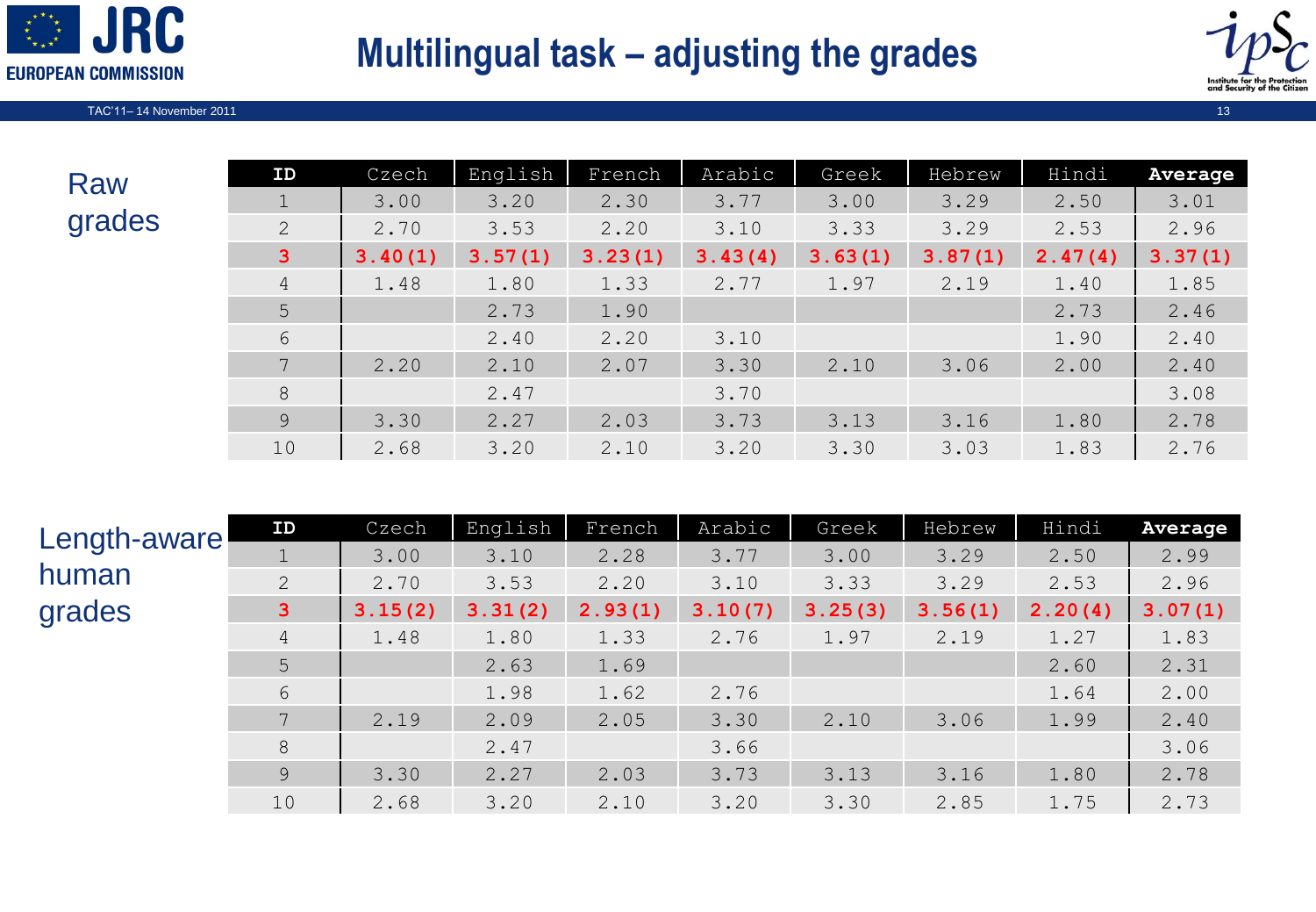# Multilingual task – adjusting the grades

## Raw grades

| ID | Czech | English | French | Arabic | Greek | Hebrew | Hindi | Average |
|---|---|---|---|---|---|---|---|---|
| 1 | 3.00 | 3.20 | 2.30 | 3.77 | 3.00 | 3.29 | 2.50 | 3.01 |
| 2 | 2.70 | 3.53 | 2.20 | 3.10 | 3.33 | 3.29 | 2.53 | 2.96 |
| **3** | **3.40(1)** | **3.57(1)** | **3.23(1)** | **3.43(4)** | **3.63(1)** | **3.87(1)** | **2.47(4)** | **3.37(1)** |
| 4 | 1.48 | 1.80 | 1.33 | 2.77 | 1.97 | 2.19 | 1.40 | 1.85 |
| 5 | | 2.73 | 1.90 | | | | 2.73 | 2.46 |
| 6 | | 2.40 | 2.20 | 3.10 | | | 1.90 | 2.40 |
| 7 | 2.20 | 2.10 | 2.07 | 3.30 | 2.10 | 3.06 | 2.00 | 2.40 |
| 8 | | 2.47 | | 3.70 | | | | 3.08 |
| 9 | 3.30 | 2.27 | 2.03 | 3.73 | 3.13 | 3.16 | 1.80 | 2.78 |
| 10 | 2.68 | 3.20 | 2.10 | 3.20 | 3.30 | 3.03 | 1.83 | 2.76 |

## Length-aware human grades

| ID | Czech | English | French | Arabic | Greek | Hebrew | Hindi | Average |
|---|---|---|---|---|---|---|---|---|
| 1 | 3.00 | 3.10 | 2.28 | 3.77 | 3.00 | 3.29 | 2.50 | 2.99 |
| 2 | 2.70 | 3.53 | 2.20 | 3.10 | 3.33 | 3.29 | 2.53 | 2.96 |
| **3** | **3.15(2)** | **3.31(2)** | **2.93(1)** | **3.10(7)** | **3.25(3)** | **3.56(1)** | **2.20(4)** | **3.07(1)** |
| 4 | 1.48 | 1.80 | 1.33 | 2.76 | 1.97 | 2.19 | 1.27 | 1.83 |
| 5 | | 2.63 | 1.69 | | | | 2.60 | 2.31 |
| 6 | | 1.98 | 1.62 | 2.76 | | | 1.64 | 2.00 |
| 7 | 2.19 | 2.09 | 2.05 | 3.30 | 2.10 | 3.06 | 1.99 | 2.40 |
| 8 | | 2.47 | | 3.66 | | | | 3.06 |
| 9 | 3.30 | 2.27 | 2.03 | 3.73 | 3.13 | 3.16 | 1.80 | 2.78 |
| 10 | 2.68 | 3.20 | 2.10 | 3.20 | 3.30 | 2.85 | 1.75 | 2.73 |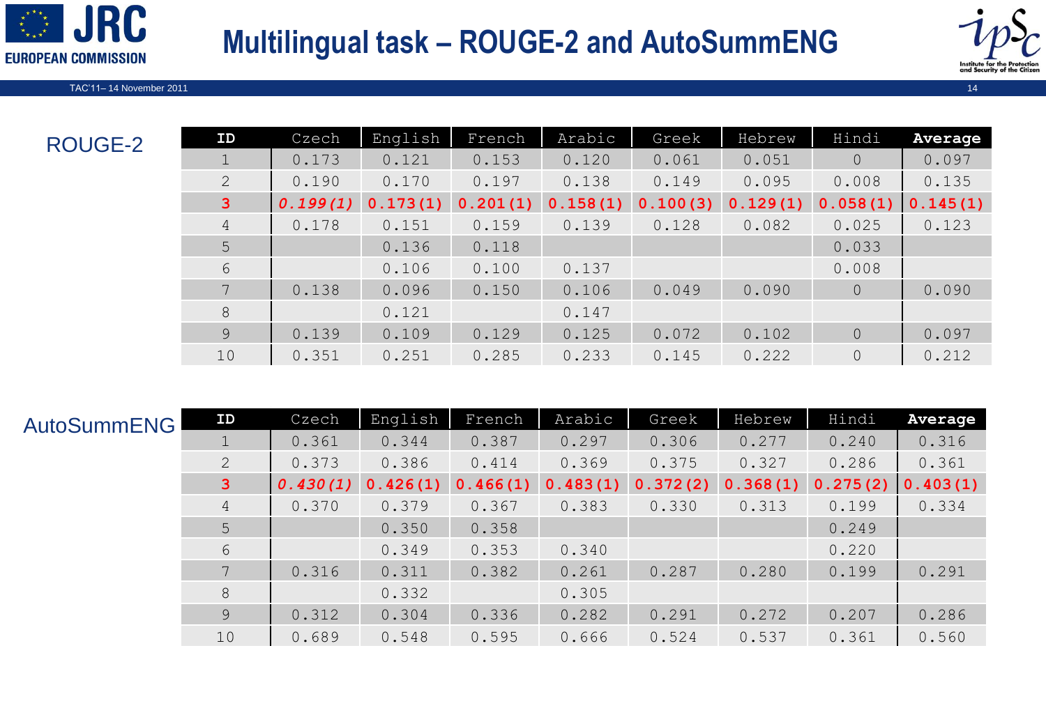# Multilingual task – ROUGE-2 and AutoSummENG

## ROUGE-2

| ID | Czech | English | French | Arabic | Greek | Hebrew | Hindi | Average |
|---|---|---|---|---|---|---|---|---|
| 1 | 0.173 | 0.121 | 0.153 | 0.120 | 0.061 | 0.051 | 0 | 0.097 |
| 2 | 0.190 | 0.170 | 0.197 | 0.138 | 0.149 | 0.095 | 0.008 | 0.135 |
| **3** | ***0.199(1)*** | **0.173(1)** | **0.201(1)** | **0.158(1)** | **0.100(3)** | **0.129(1)** | **0.058(1)** | **0.145(1)** |
| 4 | 0.178 | 0.151 | 0.159 | 0.139 | 0.128 | 0.082 | 0.025 | 0.123 |
| 5 | | 0.136 | 0.118 | | | | 0.033 | |
| 6 | | 0.106 | 0.100 | 0.137 | | | 0.008 | |
| 7 | 0.138 | 0.096 | 0.150 | 0.106 | 0.049 | 0.090 | 0 | 0.090 |
| 8 | | 0.121 | | 0.147 | | | | |
| 9 | 0.139 | 0.109 | 0.129 | 0.125 | 0.072 | 0.102 | 0 | 0.097 |
| 10 | 0.351 | 0.251 | 0.285 | 0.233 | 0.145 | 0.222 | 0 | 0.212 |

## AutoSummENG

| ID | Czech | English | French | Arabic | Greek | Hebrew | Hindi | Average |
|---|---|---|---|---|---|---|---|---|
| 1 | 0.361 | 0.344 | 0.387 | 0.297 | 0.306 | 0.277 | 0.240 | 0.316 |
| 2 | 0.373 | 0.386 | 0.414 | 0.369 | 0.375 | 0.327 | 0.286 | 0.361 |
| **3** | ***0.430(1)*** | **0.426(1)** | **0.466(1)** | **0.483(1)** | **0.372(2)** | **0.368(1)** | **0.275(2)** | **0.403(1)** |
| 4 | 0.370 | 0.379 | 0.367 | 0.383 | 0.330 | 0.313 | 0.199 | 0.334 |
| 5 | | 0.350 | 0.358 | | | | 0.249 | |
| 6 | | 0.349 | 0.353 | 0.340 | | | 0.220 | |
| 7 | 0.316 | 0.311 | 0.382 | 0.261 | 0.287 | 0.280 | 0.199 | 0.291 |
| 8 | | 0.332 | | 0.305 | | | | |
| 9 | 0.312 | 0.304 | 0.336 | 0.282 | 0.291 | 0.272 | 0.207 | 0.286 |
| 10 | 0.689 | 0.548 | 0.595 | 0.666 | 0.524 | 0.537 | 0.361 | 0.560 |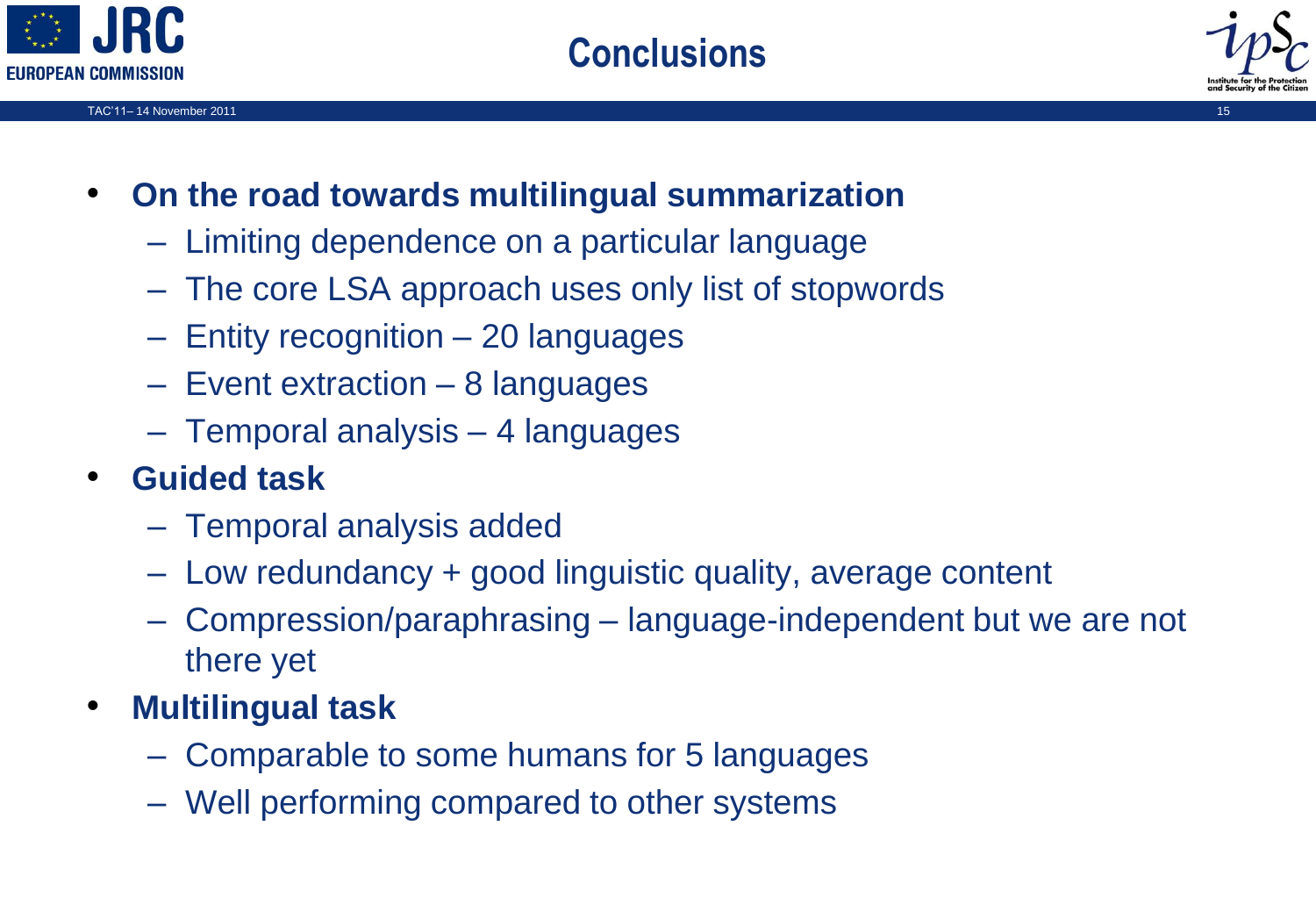# Conclusions

- **On the road towards multilingual summarization**
  - Limiting dependence on a particular language
  - The core LSA approach uses only list of stopwords
  - Entity recognition – 20 languages
  - Event extraction – 8 languages
  - Temporal analysis – 4 languages
- **Guided task**
  - Temporal analysis added
  - Low redundancy + good linguistic quality, average content
  - Compression/paraphrasing – language-independent but we are not there yet
- **Multilingual task**
  - Comparable to some humans for 5 languages
  - Well performing compared to other systems